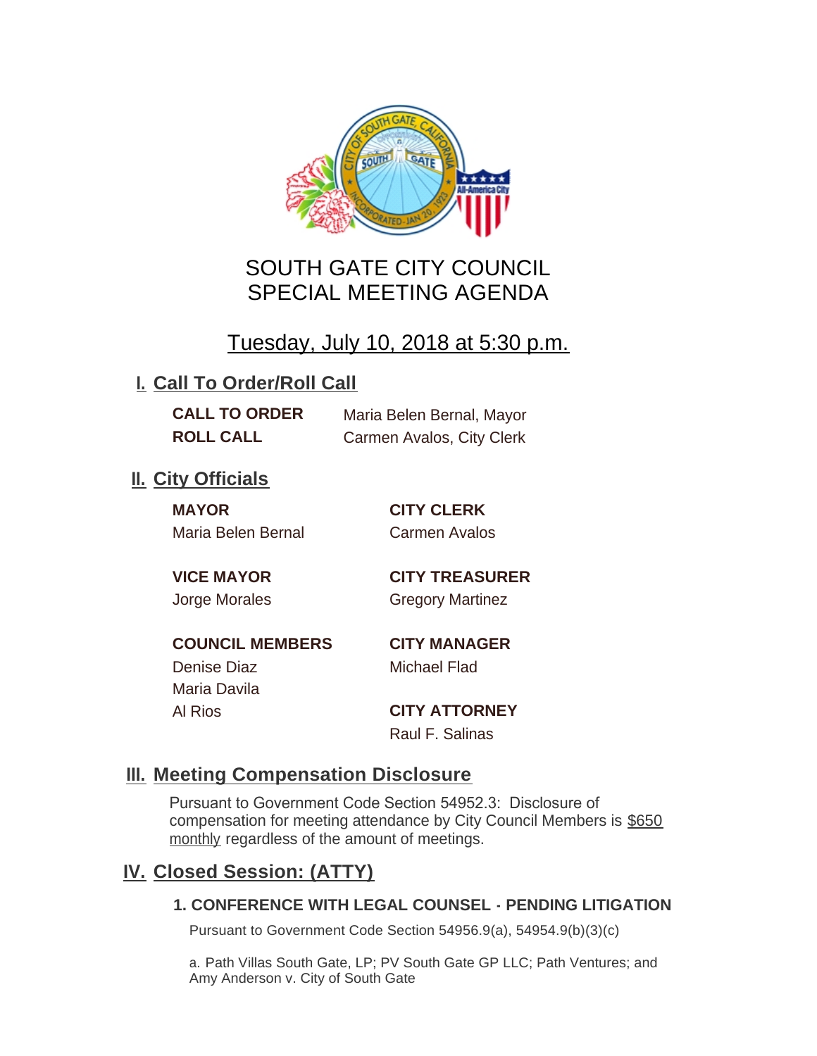# SOUTH GATE CITY COUNCIL
# SPECIAL MEETING AGENDA

## Tuesday, July 10, 2018 at 5:30 p.m.

## I. Call To Order/Roll Call

**CALL TO ORDER** Maria Belen Bernal, Mayor

**ROLL CALL** Carmen Avalos, City Clerk

## II. City Officials

**MAYOR**
Maria Belen Bernal

**VICE MAYOR**
Jorge Morales

**COUNCIL MEMBERS**
Denise Diaz
Maria Davila
Al Rios

**CITY CLERK**
Carmen Avalos

**CITY TREASURER**
Gregory Martinez

**CITY MANAGER**
Michael Flad

**CITY ATTORNEY**
Raul F. Salinas

## III. Meeting Compensation Disclosure

Pursuant to Government Code Section 54952.3: Disclosure of compensation for meeting attendance by City Council Members is $650 monthly regardless of the amount of meetings.

## IV. Closed Session: (ATTY)

### 1. CONFERENCE WITH LEGAL COUNSEL - PENDING LITIGATION

Pursuant to Government Code Section 54956.9(a), 54954.9(b)(3)(c)

a. Path Villas South Gate, LP; PV South Gate GP LLC; Path Ventures; and Amy Anderson v. City of South Gate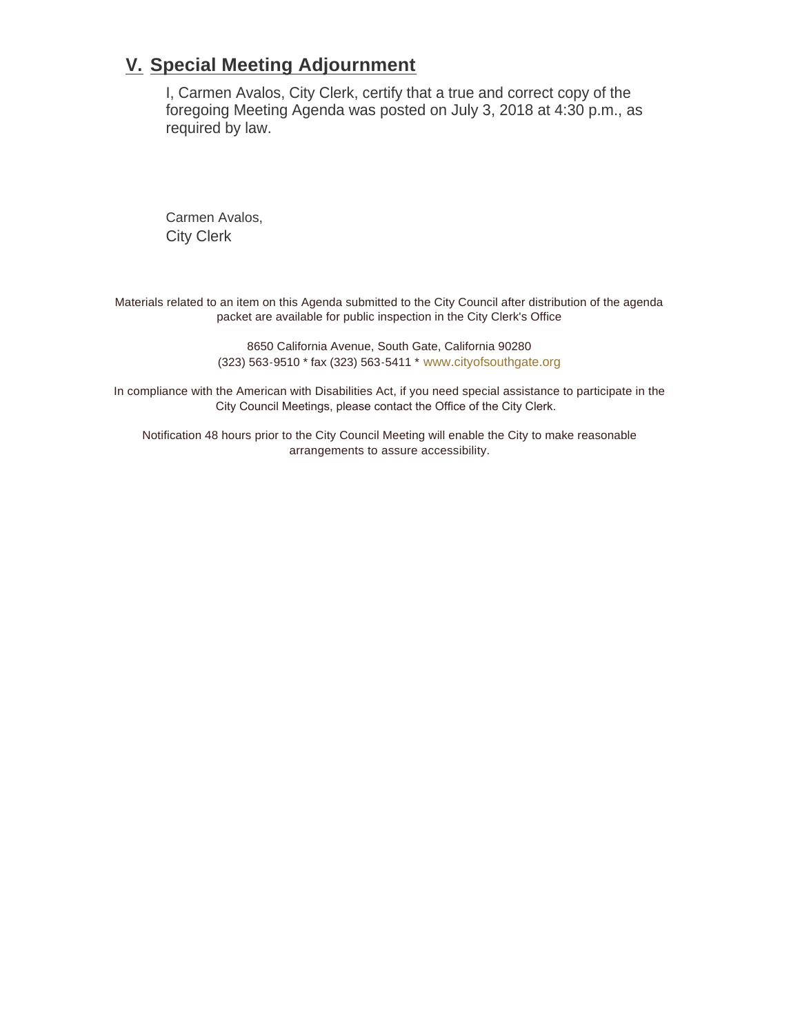## V. Special Meeting Adjournment

I, Carmen Avalos, City Clerk, certify that a true and correct copy of the foregoing Meeting Agenda was posted on July 3, 2018 at 4:30 p.m., as required by law.

Carmen Avalos,
City Clerk

Materials related to an item on this Agenda submitted to the City Council after distribution of the agenda packet are available for public inspection in the City Clerk's Office

8650 California Avenue, South Gate, California 90280
(323) 563-9510 * fax (323) 563-5411 * www.cityofsouthgate.org

In compliance with the American with Disabilities Act, if you need special assistance to participate in the City Council Meetings, please contact the Office of the City Clerk.

Notification 48 hours prior to the City Council Meeting will enable the City to make reasonable arrangements to assure accessibility.